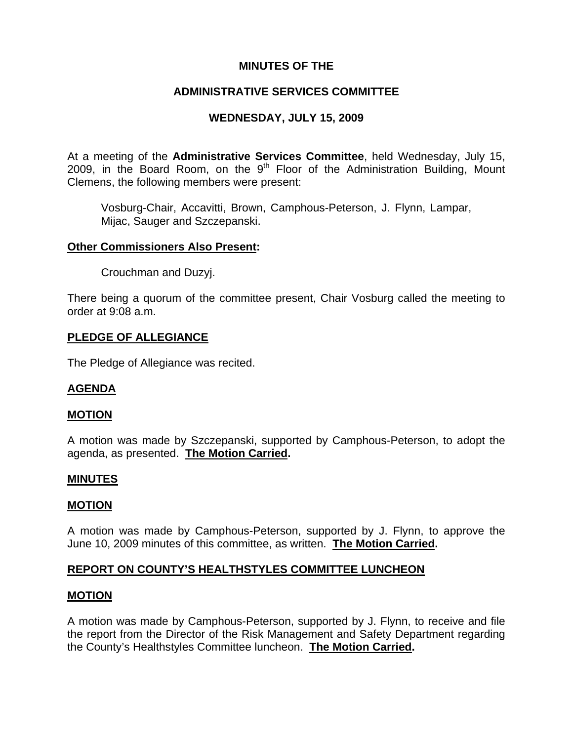# MINUTES OF THE

## ADMINISTRATIVE SERVICES COMMITTEE

## WEDNESDAY, JULY 15, 2009

At a meeting of the **Administrative Services Committee**, held Wednesday, July 15, 2009, in the Board Room, on the 9th Floor of the Administration Building, Mount Clemens, the following members were present:

> Vosburg-Chair, Accavitti, Brown, Camphous-Peterson, J. Flynn, Lampar, Mijac, Sauger and Szczepanski.

**Other Commissioners Also Present:**

> Crouchman and Duzyj.

There being a quorum of the committee present, Chair Vosburg called the meeting to order at 9:08 a.m.

**PLEDGE OF ALLEGIANCE**

The Pledge of Allegiance was recited.

**AGENDA**

**MOTION**

A motion was made by Szczepanski, supported by Camphous-Peterson, to adopt the agenda, as presented. **The Motion Carried.**

**MINUTES**

**MOTION**

A motion was made by Camphous-Peterson, supported by J. Flynn, to approve the June 10, 2009 minutes of this committee, as written. **The Motion Carried.**

**REPORT ON COUNTY'S HEALTHSTYLES COMMITTEE LUNCHEON**

**MOTION**

A motion was made by Camphous-Peterson, supported by J. Flynn, to receive and file the report from the Director of the Risk Management and Safety Department regarding the County's Healthstyles Committee luncheon. **The Motion Carried.**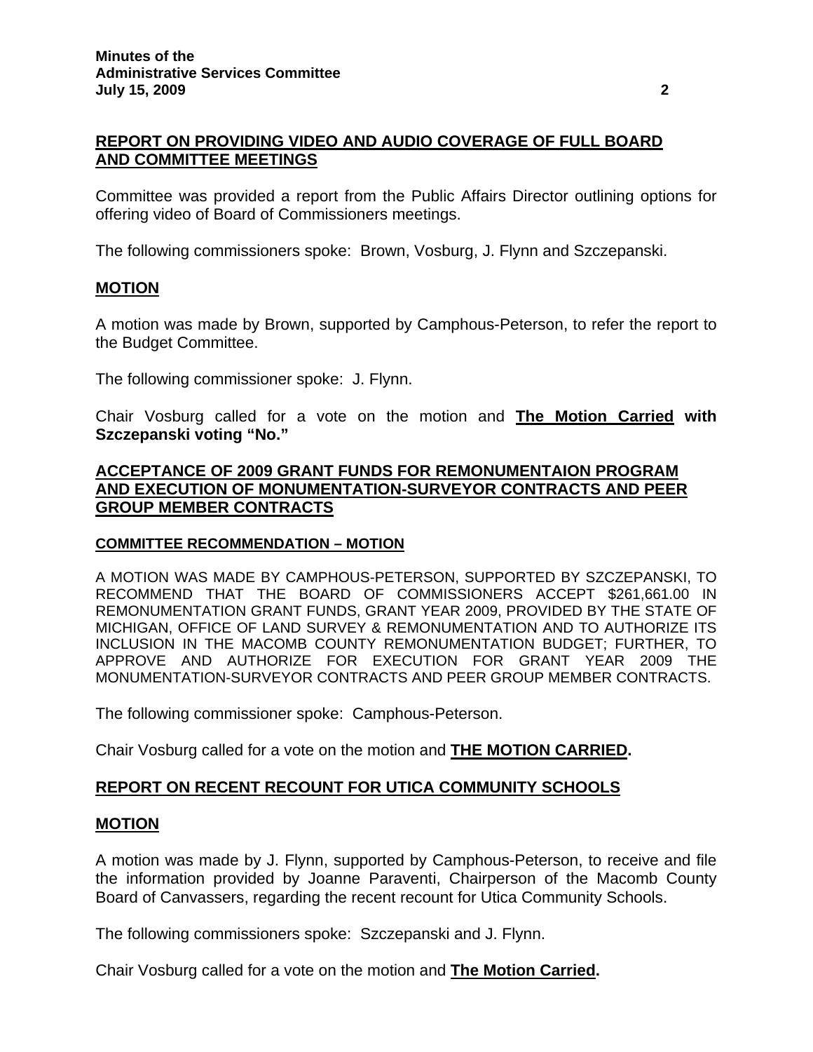## REPORT ON PROVIDING VIDEO AND AUDIO COVERAGE OF FULL BOARD AND COMMITTEE MEETINGS

Committee was provided a report from the Public Affairs Director outlining options for offering video of Board of Commissioners meetings.

The following commissioners spoke: Brown, Vosburg, J. Flynn and Szczepanski.

### MOTION

A motion was made by Brown, supported by Camphous-Peterson, to refer the report to the Budget Committee.

The following commissioner spoke: J. Flynn.

Chair Vosburg called for a vote on the motion and **The Motion Carried with Szczepanski voting "No."**

## ACCEPTANCE OF 2009 GRANT FUNDS FOR REMONUMENTAION PROGRAM AND EXECUTION OF MONUMENTATION-SURVEYOR CONTRACTS AND PEER GROUP MEMBER CONTRACTS

### COMMITTEE RECOMMENDATION – MOTION

A MOTION WAS MADE BY CAMPHOUS-PETERSON, SUPPORTED BY SZCZEPANSKI, TO RECOMMEND THAT THE BOARD OF COMMISSIONERS ACCEPT $261,661.00 IN REMONUMENTATION GRANT FUNDS, GRANT YEAR 2009, PROVIDED BY THE STATE OF MICHIGAN, OFFICE OF LAND SURVEY & REMONUMENTATION AND TO AUTHORIZE ITS INCLUSION IN THE MACOMB COUNTY REMONUMENTATION BUDGET; FURTHER, TO APPROVE AND AUTHORIZE FOR EXECUTION FOR GRANT YEAR 2009 THE MONUMENTATION-SURVEYOR CONTRACTS AND PEER GROUP MEMBER CONTRACTS.

The following commissioner spoke: Camphous-Peterson.

Chair Vosburg called for a vote on the motion and **THE MOTION CARRIED.**

## REPORT ON RECENT RECOUNT FOR UTICA COMMUNITY SCHOOLS

### MOTION

A motion was made by J. Flynn, supported by Camphous-Peterson, to receive and file the information provided by Joanne Paraventi, Chairperson of the Macomb County Board of Canvassers, regarding the recent recount for Utica Community Schools.

The following commissioners spoke: Szczepanski and J. Flynn.

Chair Vosburg called for a vote on the motion and **The Motion Carried.**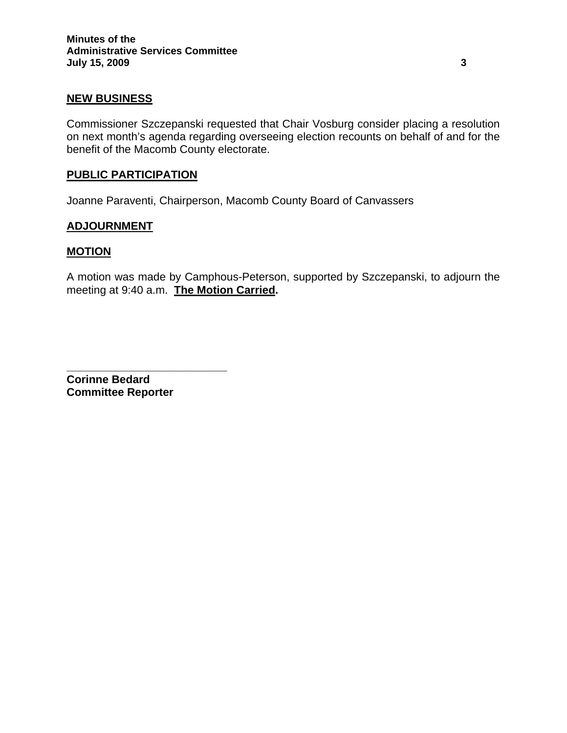## NEW BUSINESS

Commissioner Szczepanski requested that Chair Vosburg consider placing a resolution on next month's agenda regarding overseeing election recounts on behalf of and for the benefit of the Macomb County electorate.

## PUBLIC PARTICIPATION

Joanne Paraventi, Chairperson, Macomb County Board of Canvassers

## ADJOURNMENT

## MOTION

A motion was made by Camphous-Peterson, supported by Szczepanski, to adjourn the meeting at 9:40 a.m. **The Motion Carried.**

\_\_\_\_\_\_\_\_\_\_\_\_\_\_\_\_\_\_\_\_\_\_\_\_\_\_\_\_\_\_

**Corinne Bedard**
**Committee Reporter**